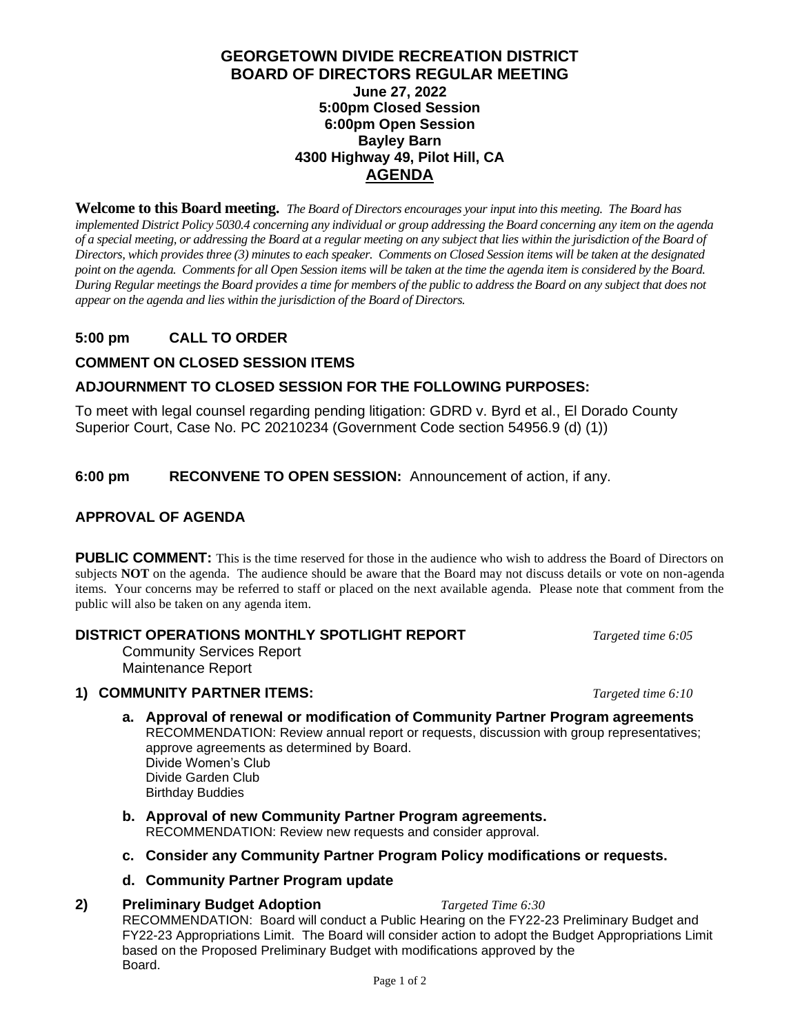# GEORGETOWN DIVIDE RECREATION DISTRICT
## BOARD OF DIRECTORS REGULAR MEETING

**June 27, 2022**
**5:00pm Closed Session**
**6:00pm Open Session**
**Bayley Barn**
**4300 Highway 49, Pilot Hill, CA**
**AGENDA**

**Welcome to this Board meeting.** *The Board of Directors encourages your input into this meeting. The Board has implemented District Policy 5030.4 concerning any individual or group addressing the Board concerning any item on the agenda of a special meeting, or addressing the Board at a regular meeting on any subject that lies within the jurisdiction of the Board of Directors, which provides three (3) minutes to each speaker. Comments on Closed Session items will be taken at the designated point on the agenda. Comments for all Open Session items will be taken at the time the agenda item is considered by the Board. During Regular meetings the Board provides a time for members of the public to address the Board on any subject that does not appear on the agenda and lies within the jurisdiction of the Board of Directors.*

### 5:00 pm CALL TO ORDER

### COMMENT ON CLOSED SESSION ITEMS

### ADJOURNMENT TO CLOSED SESSION FOR THE FOLLOWING PURPOSES:

To meet with legal counsel regarding pending litigation: GDRD v. Byrd et al., El Dorado County Superior Court, Case No. PC 20210234 (Government Code section 54956.9 (d) (1))

### 6:00 pm RECONVENE TO OPEN SESSION: Announcement of action, if any.

### APPROVAL OF AGENDA

**PUBLIC COMMENT:** This is the time reserved for those in the audience who wish to address the Board of Directors on subjects **NOT** on the agenda. The audience should be aware that the Board may not discuss details or vote on non-agenda items. Your concerns may be referred to staff or placed on the next available agenda. Please note that comment from the public will also be taken on any agenda item.

### DISTRICT OPERATIONS MONTHLY SPOTLIGHT REPORT *Targeted time 6:05*

Community Services Report
Maintenance Report

### 1) COMMUNITY PARTNER ITEMS: *Targeted time 6:10*

**a. Approval of renewal or modification of Community Partner Program agreements**
RECOMMENDATION: Review annual report or requests, discussion with group representatives; approve agreements as determined by Board.
Divide Women's Club
Divide Garden Club
Birthday Buddies

**b. Approval of new Community Partner Program agreements.**
RECOMMENDATION: Review new requests and consider approval.

**c. Consider any Community Partner Program Policy modifications or requests.**

**d. Community Partner Program update**

### 2) Preliminary Budget Adoption *Targeted Time 6:30*

RECOMMENDATION: Board will conduct a Public Hearing on the FY22-23 Preliminary Budget and FY22-23 Appropriations Limit. The Board will consider action to adopt the Budget Appropriations Limit based on the Proposed Preliminary Budget with modifications approved by the Board.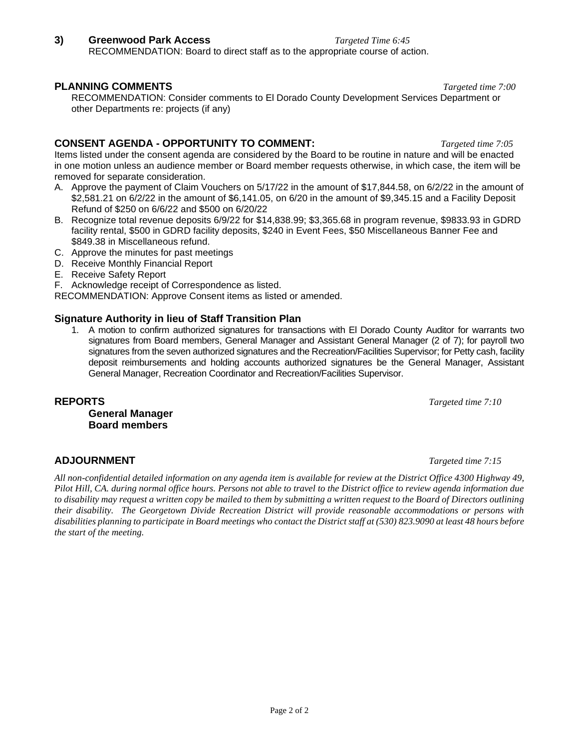**3) Greenwood Park Access** *Targeted Time 6:45*

RECOMMENDATION: Board to direct staff as to the appropriate course of action.

## PLANNING COMMENTS

*Targeted time 7:00*

RECOMMENDATION: Consider comments to El Dorado County Development Services Department or other Departments re: projects (if any)

## CONSENT AGENDA - OPPORTUNITY TO COMMENT:

*Targeted time 7:05*

Items listed under the consent agenda are considered by the Board to be routine in nature and will be enacted in one motion unless an audience member or Board member requests otherwise, in which case, the item will be removed for separate consideration.

A. Approve the payment of Claim Vouchers on 5/17/22 in the amount of $17,844.58, on 6/2/22 in the amount of $2,581.21 on 6/2/22 in the amount of $6,141.05, on 6/20 in the amount of $9,345.15 and a Facility Deposit Refund of $250 on 6/6/22 and $500 on 6/20/22
B. Recognize total revenue deposits 6/9/22 for $14,838.99; $3,365.68 in program revenue, $9833.93 in GDRD facility rental, $500 in GDRD facility deposits, $240 in Event Fees, $50 Miscellaneous Banner Fee and $849.38 in Miscellaneous refund.
C. Approve the minutes for past meetings
D. Receive Monthly Financial Report
E. Receive Safety Report
F. Acknowledge receipt of Correspondence as listed.

RECOMMENDATION: Approve Consent items as listed or amended.

### Signature Authority in lieu of Staff Transition Plan

1. A motion to confirm authorized signatures for transactions with El Dorado County Auditor for warrants two signatures from Board members, General Manager and Assistant General Manager (2 of 7); for payroll two signatures from the seven authorized signatures and the Recreation/Facilities Supervisor; for Petty cash, facility deposit reimbursements and holding accounts authorized signatures be the General Manager, Assistant General Manager, Recreation Coordinator and Recreation/Facilities Supervisor.

## REPORTS

*Targeted time 7:10*

**General Manager**
**Board members**

## ADJOURNMENT

*Targeted time 7:15*

*All non-confidential detailed information on any agenda item is available for review at the District Office 4300 Highway 49, Pilot Hill, CA. during normal office hours. Persons not able to travel to the District office to review agenda information due to disability may request a written copy be mailed to them by submitting a written request to the Board of Directors outlining their disability. The Georgetown Divide Recreation District will provide reasonable accommodations or persons with disabilities planning to participate in Board meetings who contact the District staff at (530) 823.9090 at least 48 hours before the start of the meeting.*